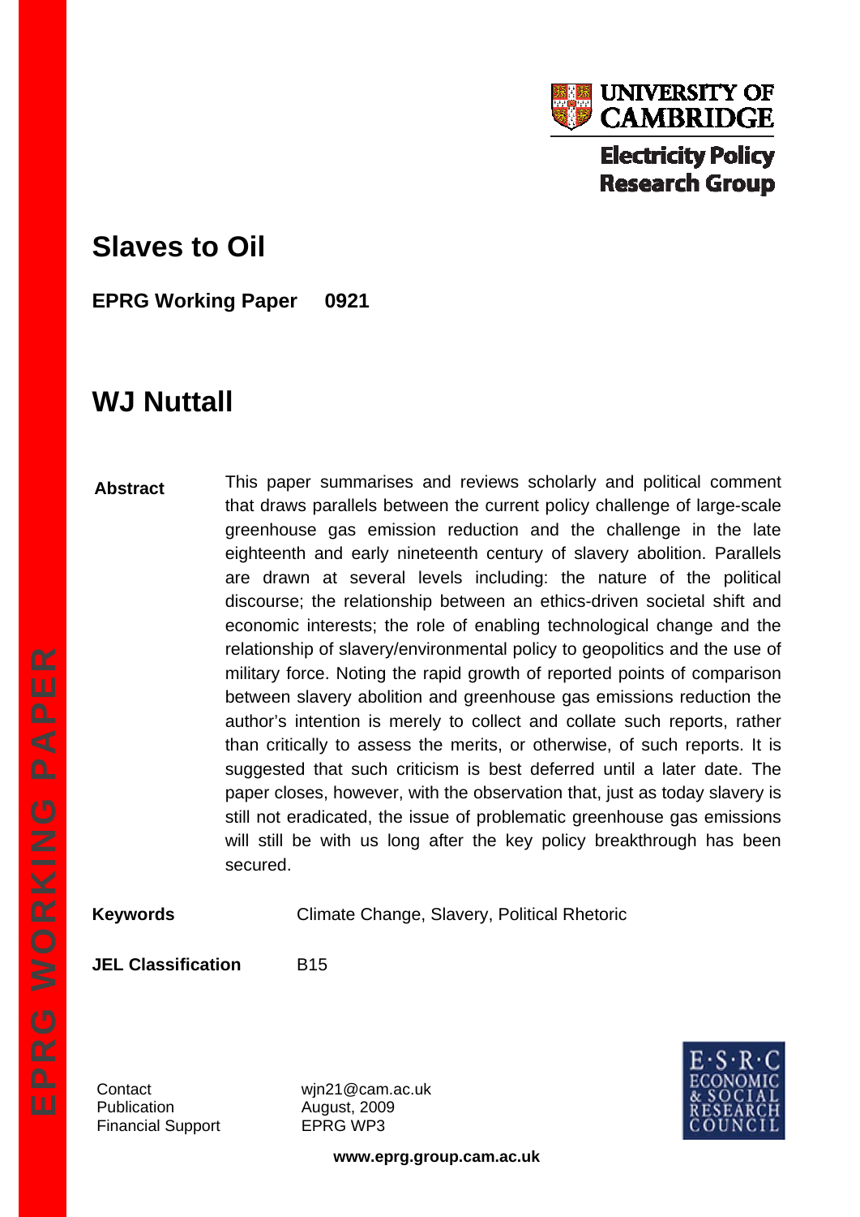UNIVERSITY OF CAMBRIDGE

Electricity Policy Research Group

# Slaves to Oil

**EPRG Working Paper 0921**

## WJ Nuttall

**Abstract**

This paper summarises and reviews scholarly and political comment that draws parallels between the current policy challenge of large-scale greenhouse gas emission reduction and the challenge in the late eighteenth and early nineteenth century of slavery abolition. Parallels are drawn at several levels including: the nature of the political discourse; the relationship between an ethics-driven societal shift and economic interests; the role of enabling technological change and the relationship of slavery/environmental policy to geopolitics and the use of military force. Noting the rapid growth of reported points of comparison between slavery abolition and greenhouse gas emissions reduction the author's intention is merely to collect and collate such reports, rather than critically to assess the merits, or otherwise, of such reports. It is suggested that such criticism is best deferred until a later date. The paper closes, however, with the observation that, just as today slavery is still not eradicated, the issue of problematic greenhouse gas emissions will still be with us long after the key policy breakthrough has been secured.

**Keywords** Climate Change, Slavery, Political Rhetoric

**JEL Classification** B15

| | |
|---|---|
| Contact | wjn21@cam.ac.uk |
| Publication | August, 2009 |
| Financial Support | EPRG WP3 |

E·S·R·C ECONOMIC & SOCIAL RESEARCH COUNCIL

**www.eprg.group.cam.ac.uk**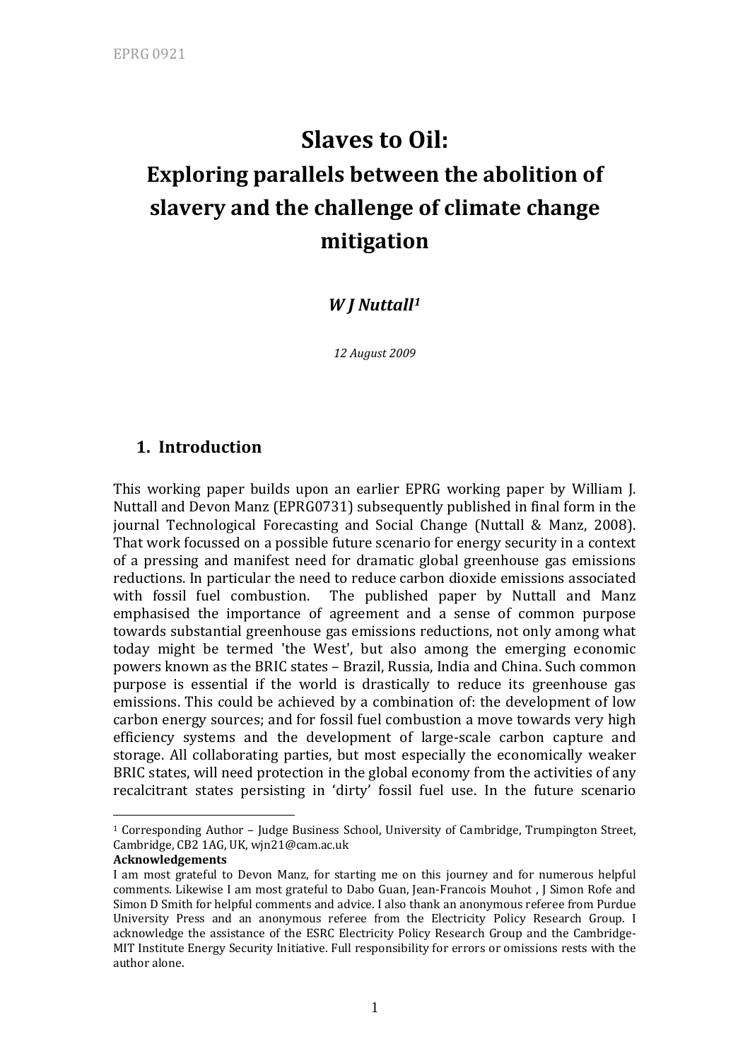# Slaves to Oil:

# Exploring parallels between the abolition of slavery and the challenge of climate change mitigation

***W J Nuttall[1]***

*12 August 2009*

## 1. Introduction

This working paper builds upon an earlier EPRG working paper by William J. Nuttall and Devon Manz (EPRG0731) subsequently published in final form in the journal Technological Forecasting and Social Change (Nuttall & Manz, 2008). That work focussed on a possible future scenario for energy security in a context of a pressing and manifest need for dramatic global greenhouse gas emissions reductions. In particular the need to reduce carbon dioxide emissions associated with fossil fuel combustion. The published paper by Nuttall and Manz emphasised the importance of agreement and a sense of common purpose towards substantial greenhouse gas emissions reductions, not only among what today might be termed 'the West', but also among the emerging economic powers known as the BRIC states – Brazil, Russia, India and China. Such common purpose is essential if the world is drastically to reduce its greenhouse gas emissions. This could be achieved by a combination of: the development of low carbon energy sources; and for fossil fuel combustion a move towards very high efficiency systems and the development of large-scale carbon capture and storage. All collaborating parties, but most especially the economically weaker BRIC states, will need protection in the global economy from the activities of any recalcitrant states persisting in 'dirty' fossil fuel use. In the future scenario

[1] Corresponding Author – Judge Business School, University of Cambridge, Trumpington Street, Cambridge, CB2 1AG, UK, wjn21@cam.ac.uk

**Acknowledgements**

I am most grateful to Devon Manz, for starting me on this journey and for numerous helpful comments. Likewise I am most grateful to Dabo Guan, Jean-Francois Mouhot , J Simon Rofe and Simon D Smith for helpful comments and advice. I also thank an anonymous referee from Purdue University Press and an anonymous referee from the Electricity Policy Research Group. I acknowledge the assistance of the ESRC Electricity Policy Research Group and the Cambridge-MIT Institute Energy Security Initiative. Full responsibility for errors or omissions rests with the author alone.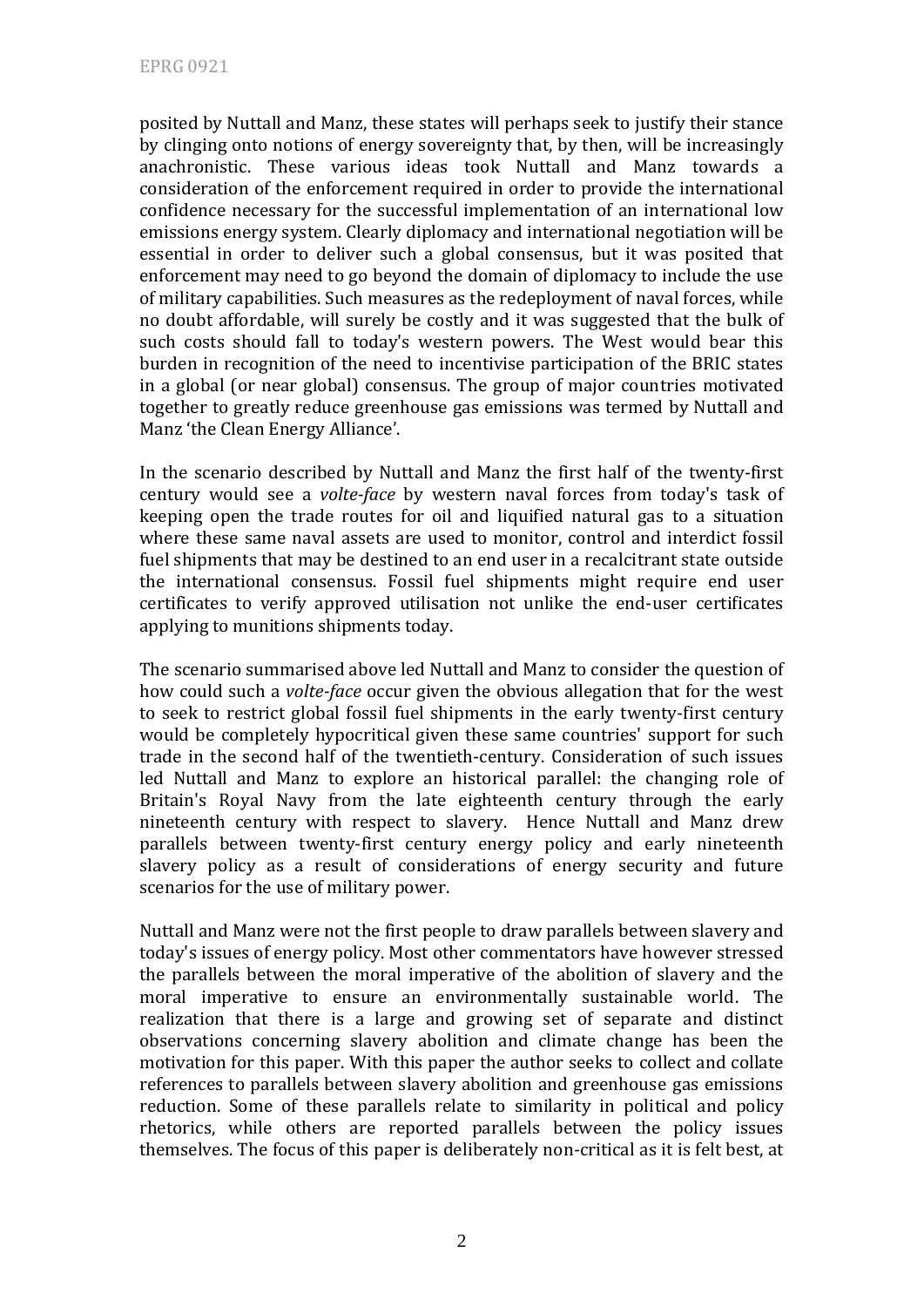posited by Nuttall and Manz, these states will perhaps seek to justify their stance by clinging onto notions of energy sovereignty that, by then, will be increasingly anachronistic. These various ideas took Nuttall and Manz towards a consideration of the enforcement required in order to provide the international confidence necessary for the successful implementation of an international low emissions energy system. Clearly diplomacy and international negotiation will be essential in order to deliver such a global consensus, but it was posited that enforcement may need to go beyond the domain of diplomacy to include the use of military capabilities. Such measures as the redeployment of naval forces, while no doubt affordable, will surely be costly and it was suggested that the bulk of such costs should fall to today's western powers. The West would bear this burden in recognition of the need to incentivise participation of the BRIC states in a global (or near global) consensus. The group of major countries motivated together to greatly reduce greenhouse gas emissions was termed by Nuttall and Manz 'the Clean Energy Alliance'.

In the scenario described by Nuttall and Manz the first half of the twenty-first century would see a *volte-face* by western naval forces from today's task of keeping open the trade routes for oil and liquified natural gas to a situation where these same naval assets are used to monitor, control and interdict fossil fuel shipments that may be destined to an end user in a recalcitrant state outside the international consensus. Fossil fuel shipments might require end user certificates to verify approved utilisation not unlike the end-user certificates applying to munitions shipments today.

The scenario summarised above led Nuttall and Manz to consider the question of how could such a *volte-face* occur given the obvious allegation that for the west to seek to restrict global fossil fuel shipments in the early twenty-first century would be completely hypocritical given these same countries' support for such trade in the second half of the twentieth-century. Consideration of such issues led Nuttall and Manz to explore an historical parallel: the changing role of Britain's Royal Navy from the late eighteenth century through the early nineteenth century with respect to slavery. Hence Nuttall and Manz drew parallels between twenty-first century energy policy and early nineteenth slavery policy as a result of considerations of energy security and future scenarios for the use of military power.

Nuttall and Manz were not the first people to draw parallels between slavery and today's issues of energy policy. Most other commentators have however stressed the parallels between the moral imperative of the abolition of slavery and the moral imperative to ensure an environmentally sustainable world. The realization that there is a large and growing set of separate and distinct observations concerning slavery abolition and climate change has been the motivation for this paper. With this paper the author seeks to collect and collate references to parallels between slavery abolition and greenhouse gas emissions reduction. Some of these parallels relate to similarity in political and policy rhetorics, while others are reported parallels between the policy issues themselves. The focus of this paper is deliberately non-critical as it is felt best, at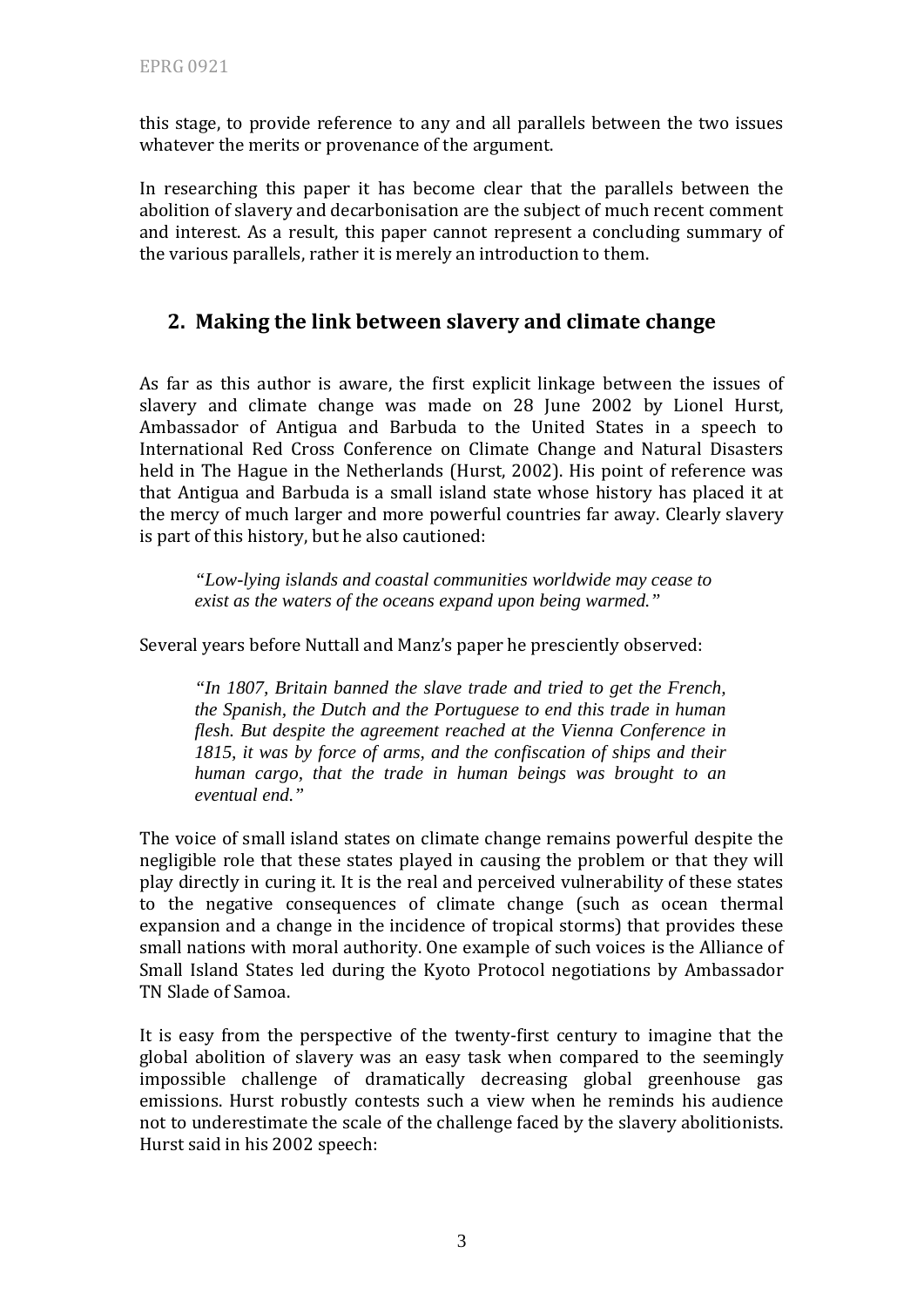this stage, to provide reference to any and all parallels between the two issues whatever the merits or provenance of the argument.

In researching this paper it has become clear that the parallels between the abolition of slavery and decarbonisation are the subject of much recent comment and interest. As a result, this paper cannot represent a concluding summary of the various parallels, rather it is merely an introduction to them.

## 2. Making the link between slavery and climate change

As far as this author is aware, the first explicit linkage between the issues of slavery and climate change was made on 28 June 2002 by Lionel Hurst, Ambassador of Antigua and Barbuda to the United States in a speech to International Red Cross Conference on Climate Change and Natural Disasters held in The Hague in the Netherlands (Hurst, 2002). His point of reference was that Antigua and Barbuda is a small island state whose history has placed it at the mercy of much larger and more powerful countries far away. Clearly slavery is part of this history, but he also cautioned:

> *"Low-lying islands and coastal communities worldwide may cease to exist as the waters of the oceans expand upon being warmed."*

Several years before Nuttall and Manz's paper he presciently observed:

> *"In 1807, Britain banned the slave trade and tried to get the French, the Spanish, the Dutch and the Portuguese to end this trade in human flesh. But despite the agreement reached at the Vienna Conference in 1815, it was by force of arms, and the confiscation of ships and their human cargo, that the trade in human beings was brought to an eventual end."*

The voice of small island states on climate change remains powerful despite the negligible role that these states played in causing the problem or that they will play directly in curing it. It is the real and perceived vulnerability of these states to the negative consequences of climate change (such as ocean thermal expansion and a change in the incidence of tropical storms) that provides these small nations with moral authority. One example of such voices is the Alliance of Small Island States led during the Kyoto Protocol negotiations by Ambassador TN Slade of Samoa.

It is easy from the perspective of the twenty-first century to imagine that the global abolition of slavery was an easy task when compared to the seemingly impossible challenge of dramatically decreasing global greenhouse gas emissions. Hurst robustly contests such a view when he reminds his audience not to underestimate the scale of the challenge faced by the slavery abolitionists. Hurst said in his 2002 speech: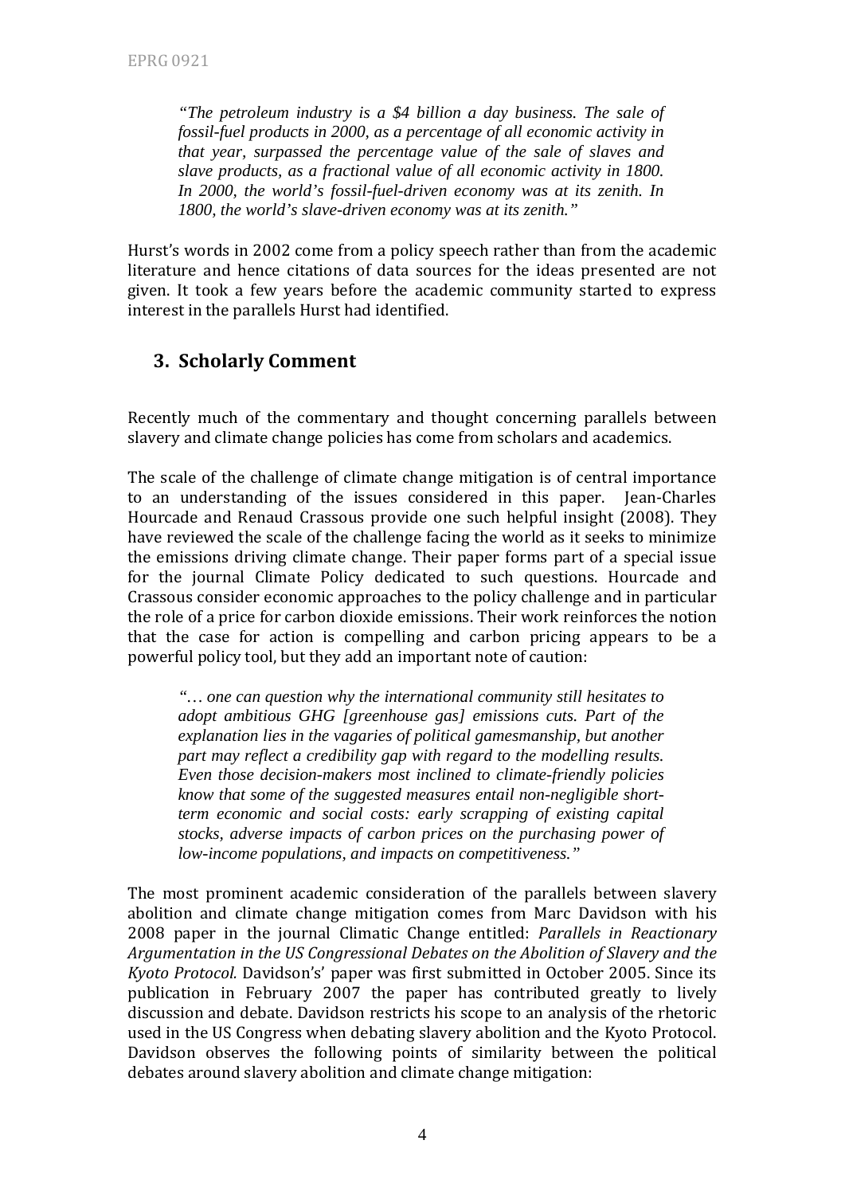> *"The petroleum industry is a $4 billion a day business. The sale of fossil-fuel products in 2000, as a percentage of all economic activity in that year, surpassed the percentage value of the sale of slaves and slave products, as a fractional value of all economic activity in 1800. In 2000, the world's fossil-fuel-driven economy was at its zenith. In 1800, the world's slave-driven economy was at its zenith."*

Hurst's words in 2002 come from a policy speech rather than from the academic literature and hence citations of data sources for the ideas presented are not given. It took a few years before the academic community started to express interest in the parallels Hurst had identified.

## 3. Scholarly Comment

Recently much of the commentary and thought concerning parallels between slavery and climate change policies has come from scholars and academics.

The scale of the challenge of climate change mitigation is of central importance to an understanding of the issues considered in this paper. Jean-Charles Hourcade and Renaud Crassous provide one such helpful insight (2008). They have reviewed the scale of the challenge facing the world as it seeks to minimize the emissions driving climate change. Their paper forms part of a special issue for the journal Climate Policy dedicated to such questions. Hourcade and Crassous consider economic approaches to the policy challenge and in particular the role of a price for carbon dioxide emissions. Their work reinforces the notion that the case for action is compelling and carbon pricing appears to be a powerful policy tool, but they add an important note of caution:

> *"… one can question why the international community still hesitates to adopt ambitious GHG [greenhouse gas] emissions cuts. Part of the explanation lies in the vagaries of political gamesmanship, but another part may reflect a credibility gap with regard to the modelling results. Even those decision-makers most inclined to climate-friendly policies know that some of the suggested measures entail non-negligible short-term economic and social costs: early scrapping of existing capital stocks, adverse impacts of carbon prices on the purchasing power of low-income populations, and impacts on competitiveness."*

The most prominent academic consideration of the parallels between slavery abolition and climate change mitigation comes from Marc Davidson with his 2008 paper in the journal Climatic Change entitled: *Parallels in Reactionary Argumentation in the US Congressional Debates on the Abolition of Slavery and the Kyoto Protocol.* Davidson's' paper was first submitted in October 2005. Since its publication in February 2007 the paper has contributed greatly to lively discussion and debate. Davidson restricts his scope to an analysis of the rhetoric used in the US Congress when debating slavery abolition and the Kyoto Protocol. Davidson observes the following points of similarity between the political debates around slavery abolition and climate change mitigation: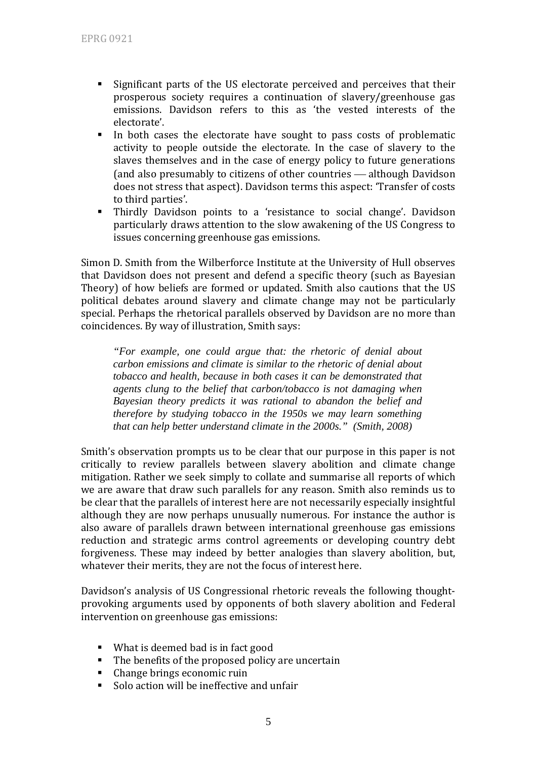- Significant parts of the US electorate perceived and perceives that their prosperous society requires a continuation of slavery/greenhouse gas emissions. Davidson refers to this as 'the vested interests of the electorate'.
- In both cases the electorate have sought to pass costs of problematic activity to people outside the electorate. In the case of slavery to the slaves themselves and in the case of energy policy to future generations (and also presumably to citizens of other countries — although Davidson does not stress that aspect). Davidson terms this aspect: 'Transfer of costs to third parties'.
- Thirdly Davidson points to a 'resistance to social change'. Davidson particularly draws attention to the slow awakening of the US Congress to issues concerning greenhouse gas emissions.

Simon D. Smith from the Wilberforce Institute at the University of Hull observes that Davidson does not present and defend a specific theory (such as Bayesian Theory) of how beliefs are formed or updated. Smith also cautions that the US political debates around slavery and climate change may not be particularly special. Perhaps the rhetorical parallels observed by Davidson are no more than coincidences. By way of illustration, Smith says:

> *"For example, one could argue that: the rhetoric of denial about carbon emissions and climate is similar to the rhetoric of denial about tobacco and health, because in both cases it can be demonstrated that agents clung to the belief that carbon/tobacco is not damaging when Bayesian theory predicts it was rational to abandon the belief and therefore by studying tobacco in the 1950s we may learn something that can help better understand climate in the 2000s." (Smith, 2008)*

Smith's observation prompts us to be clear that our purpose in this paper is not critically to review parallels between slavery abolition and climate change mitigation. Rather we seek simply to collate and summarise all reports of which we are aware that draw such parallels for any reason. Smith also reminds us to be clear that the parallels of interest here are not necessarily especially insightful although they are now perhaps unusually numerous. For instance the author is also aware of parallels drawn between international greenhouse gas emissions reduction and strategic arms control agreements or developing country debt forgiveness. These may indeed by better analogies than slavery abolition, but, whatever their merits, they are not the focus of interest here.

Davidson's analysis of US Congressional rhetoric reveals the following thought-provoking arguments used by opponents of both slavery abolition and Federal intervention on greenhouse gas emissions:

- What is deemed bad is in fact good
- The benefits of the proposed policy are uncertain
- Change brings economic ruin
- Solo action will be ineffective and unfair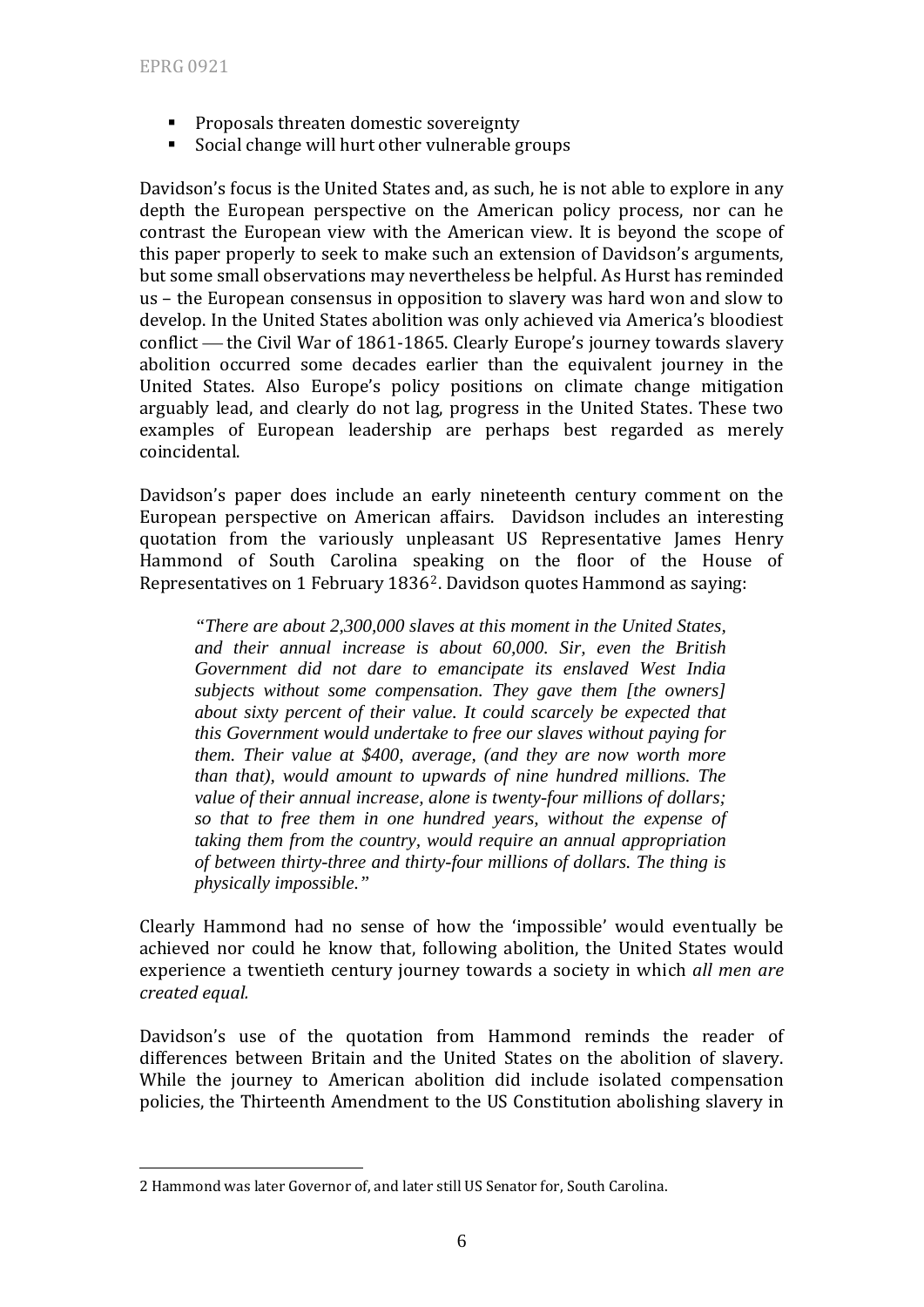- Proposals threaten domestic sovereignty
- Social change will hurt other vulnerable groups

Davidson's focus is the United States and, as such, he is not able to explore in any depth the European perspective on the American policy process, nor can he contrast the European view with the American view. It is beyond the scope of this paper properly to seek to make such an extension of Davidson's arguments, but some small observations may nevertheless be helpful. As Hurst has reminded us – the European consensus in opposition to slavery was hard won and slow to develop. In the United States abolition was only achieved via America's bloodiest conflict — the Civil War of 1861-1865. Clearly Europe's journey towards slavery abolition occurred some decades earlier than the equivalent journey in the United States. Also Europe's policy positions on climate change mitigation arguably lead, and clearly do not lag, progress in the United States. These two examples of European leadership are perhaps best regarded as merely coincidental.

Davidson's paper does include an early nineteenth century comment on the European perspective on American affairs. Davidson includes an interesting quotation from the variously unpleasant US Representative James Henry Hammond of South Carolina speaking on the floor of the House of Representatives on 1 February 1836[2]. Davidson quotes Hammond as saying:

> *"There are about 2,300,000 slaves at this moment in the United States, and their annual increase is about 60,000. Sir, even the British Government did not dare to emancipate its enslaved West India subjects without some compensation. They gave them [the owners] about sixty percent of their value. It could scarcely be expected that this Government would undertake to free our slaves without paying for them. Their value at $400, average, (and they are now worth more than that), would amount to upwards of nine hundred millions. The value of their annual increase, alone is twenty-four millions of dollars; so that to free them in one hundred years, without the expense of taking them from the country, would require an annual appropriation of between thirty-three and thirty-four millions of dollars. The thing is physically impossible."*

Clearly Hammond had no sense of how the 'impossible' would eventually be achieved nor could he know that, following abolition, the United States would experience a twentieth century journey towards a society in which *all men are created equal.*

Davidson's use of the quotation from Hammond reminds the reader of differences between Britain and the United States on the abolition of slavery. While the journey to American abolition did include isolated compensation policies, the Thirteenth Amendment to the US Constitution abolishing slavery in

2 Hammond was later Governor of, and later still US Senator for, South Carolina.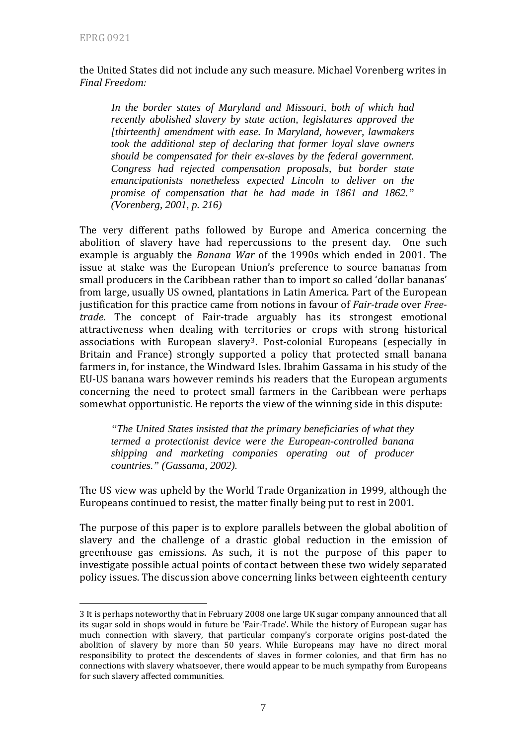the United States did not include any such measure. Michael Vorenberg writes in *Final Freedom:*

> *In the border states of Maryland and Missouri, both of which had recently abolished slavery by state action, legislatures approved the [thirteenth] amendment with ease. In Maryland, however, lawmakers took the additional step of declaring that former loyal slave owners should be compensated for their ex-slaves by the federal government. Congress had rejected compensation proposals, but border state emancipationists nonetheless expected Lincoln to deliver on the promise of compensation that he had made in 1861 and 1862." (Vorenberg, 2001, p. 216)*

The very different paths followed by Europe and America concerning the abolition of slavery have had repercussions to the present day. One such example is arguably the *Banana War* of the 1990s which ended in 2001. The issue at stake was the European Union's preference to source bananas from small producers in the Caribbean rather than to import so called 'dollar bananas' from large, usually US owned, plantations in Latin America. Part of the European justification for this practice came from notions in favour of *Fair-trade* over *Free-trade*. The concept of Fair-trade arguably has its strongest emotional attractiveness when dealing with territories or crops with strong historical associations with European slavery[3]. Post-colonial Europeans (especially in Britain and France) strongly supported a policy that protected small banana farmers in, for instance, the Windward Isles. Ibrahim Gassama in his study of the EU-US banana wars however reminds his readers that the European arguments concerning the need to protect small farmers in the Caribbean were perhaps somewhat opportunistic. He reports the view of the winning side in this dispute:

> *"The United States insisted that the primary beneficiaries of what they termed a protectionist device were the European-controlled banana shipping and marketing companies operating out of producer countries." (Gassama, 2002).*

The US view was upheld by the World Trade Organization in 1999, although the Europeans continued to resist, the matter finally being put to rest in 2001.

The purpose of this paper is to explore parallels between the global abolition of slavery and the challenge of a drastic global reduction in the emission of greenhouse gas emissions. As such, it is not the purpose of this paper to investigate possible actual points of contact between these two widely separated policy issues. The discussion above concerning links between eighteenth century

---

3 It is perhaps noteworthy that in February 2008 one large UK sugar company announced that all its sugar sold in shops would in future be 'Fair-Trade'. While the history of European sugar has much connection with slavery, that particular company's corporate origins post-dated the abolition of slavery by more than 50 years. While Europeans may have no direct moral responsibility to protect the descendents of slaves in former colonies, and that firm has no connections with slavery whatsoever, there would appear to be much sympathy from Europeans for such slavery affected communities.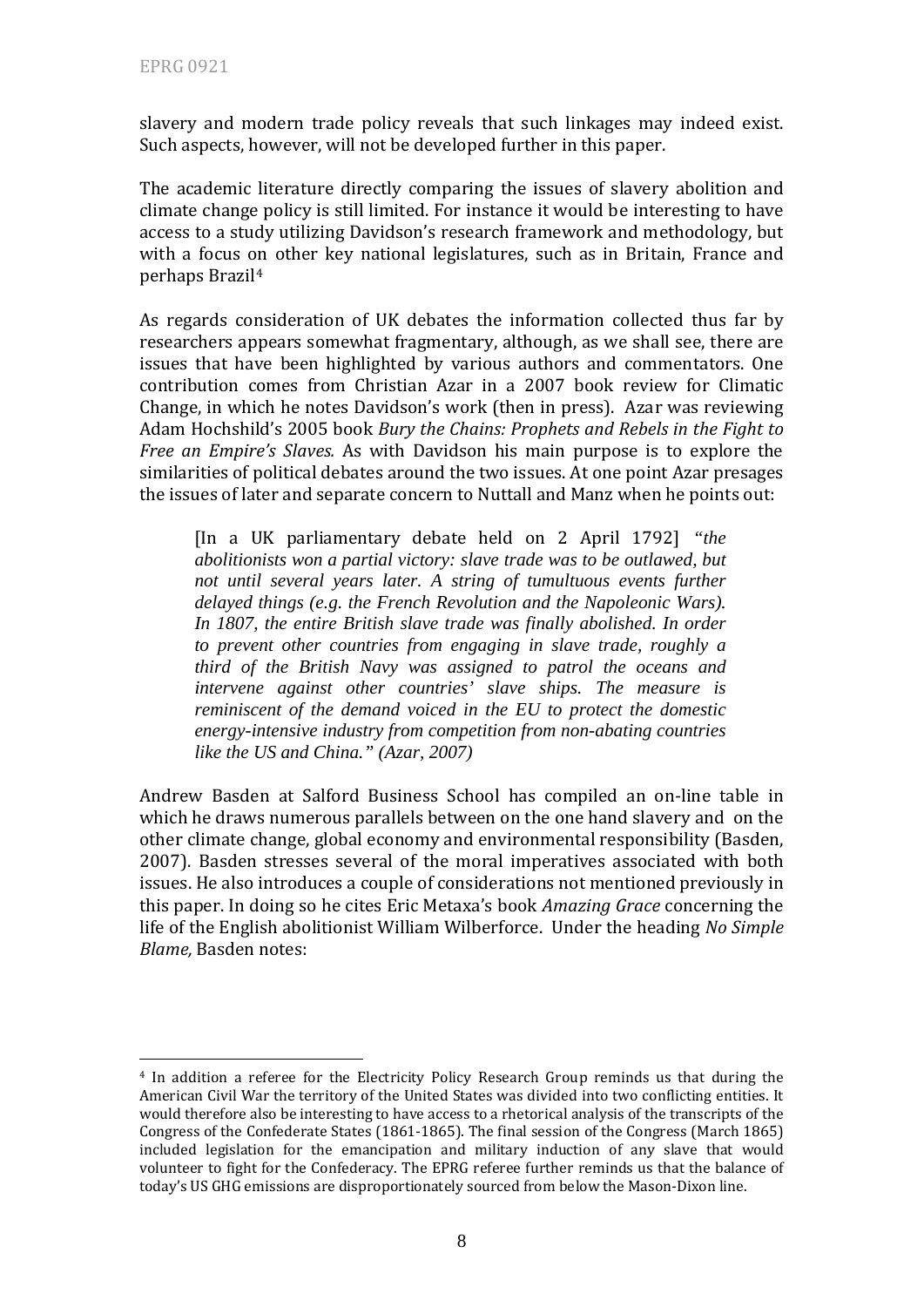slavery and modern trade policy reveals that such linkages may indeed exist. Such aspects, however, will not be developed further in this paper.

The academic literature directly comparing the issues of slavery abolition and climate change policy is still limited. For instance it would be interesting to have access to a study utilizing Davidson's research framework and methodology, but with a focus on other key national legislatures, such as in Britain, France and perhaps Brazil[4]

As regards consideration of UK debates the information collected thus far by researchers appears somewhat fragmentary, although, as we shall see, there are issues that have been highlighted by various authors and commentators. One contribution comes from Christian Azar in a 2007 book review for Climatic Change, in which he notes Davidson's work (then in press). Azar was reviewing Adam Hochshild's 2005 book *Bury the Chains: Prophets and Rebels in the Fight to Free an Empire's Slaves.* As with Davidson his main purpose is to explore the similarities of political debates around the two issues. At one point Azar presages the issues of later and separate concern to Nuttall and Manz when he points out:

> [In a UK parliamentary debate held on 2 April 1792] *"the abolitionists won a partial victory: slave trade was to be outlawed, but not until several years later. A string of tumultuous events further delayed things (e.g. the French Revolution and the Napoleonic Wars). In 1807, the entire British slave trade was finally abolished. In order to prevent other countries from engaging in slave trade, roughly a third of the British Navy was assigned to patrol the oceans and intervene against other countries' slave ships. The measure is reminiscent of the demand voiced in the EU to protect the domestic energy-intensive industry from competition from non-abating countries like the US and China." (Azar, 2007)*

Andrew Basden at Salford Business School has compiled an on-line table in which he draws numerous parallels between on the one hand slavery and on the other climate change, global economy and environmental responsibility (Basden, 2007). Basden stresses several of the moral imperatives associated with both issues. He also introduces a couple of considerations not mentioned previously in this paper. In doing so he cites Eric Metaxa's book *Amazing Grace* concerning the life of the English abolitionist William Wilberforce. Under the heading *No Simple Blame,* Basden notes:

---

[4] In addition a referee for the Electricity Policy Research Group reminds us that during the American Civil War the territory of the United States was divided into two conflicting entities. It would therefore also be interesting to have access to a rhetorical analysis of the transcripts of the Congress of the Confederate States (1861-1865). The final session of the Congress (March 1865) included legislation for the emancipation and military induction of any slave that would volunteer to fight for the Confederacy. The EPRG referee further reminds us that the balance of today's US GHG emissions are disproportionately sourced from below the Mason-Dixon line.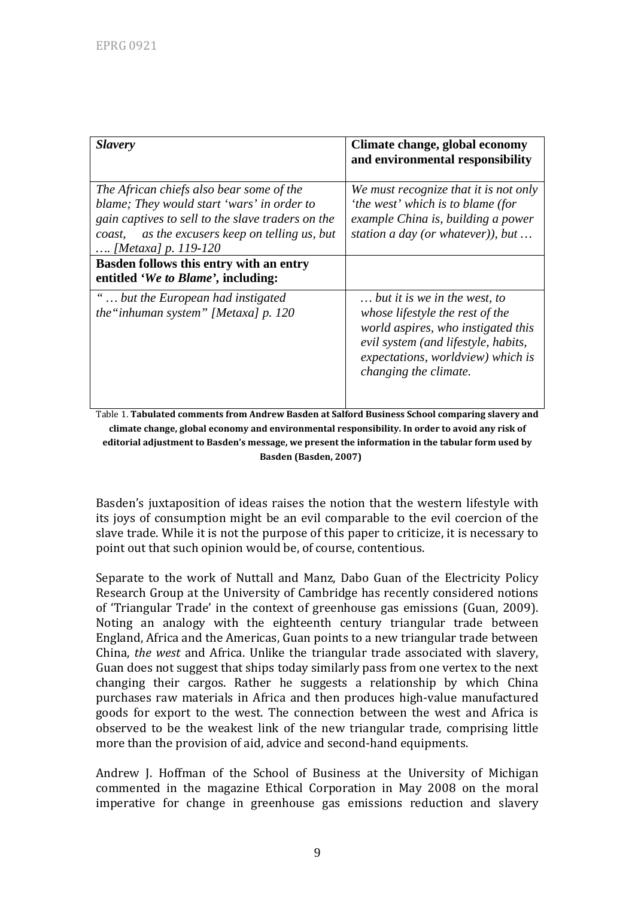| *Slavery* | **Climate change, global economy and environmental responsibility** |
|---|---|
| *The African chiefs also bear some of the blame; They would start 'wars' in order to gain captives to sell to the slave traders on the coast, as the excusers keep on telling us, but …. [Metaxa] p. 119-120* | *We must recognize that it is not only 'the west' which is to blame (for example China is, building a power station a day (or whatever)), but …* |
| **Basden follows this entry with an entry entitled '*We to Blame*', including:** | |
| *" … but the European had instigated the"inhuman system" [Metaxa] p. 120* | *… but it is we in the west, to whose lifestyle the rest of the world aspires, who instigated this evil system (and lifestyle, habits, expectations, worldview) which is changing the climate.* |

Table 1. **Tabulated comments from Andrew Basden at Salford Business School comparing slavery and climate change, global economy and environmental responsibility. In order to avoid any risk of editorial adjustment to Basden's message, we present the information in the tabular form used by Basden (Basden, 2007)**

Basden's juxtaposition of ideas raises the notion that the western lifestyle with its joys of consumption might be an evil comparable to the evil coercion of the slave trade. While it is not the purpose of this paper to criticize, it is necessary to point out that such opinion would be, of course, contentious.

Separate to the work of Nuttall and Manz, Dabo Guan of the Electricity Policy Research Group at the University of Cambridge has recently considered notions of 'Triangular Trade' in the context of greenhouse gas emissions (Guan, 2009). Noting an analogy with the eighteenth century triangular trade between England, Africa and the Americas, Guan points to a new triangular trade between China, *the west* and Africa. Unlike the triangular trade associated with slavery, Guan does not suggest that ships today similarly pass from one vertex to the next changing their cargos. Rather he suggests a relationship by which China purchases raw materials in Africa and then produces high-value manufactured goods for export to the west. The connection between the west and Africa is observed to be the weakest link of the new triangular trade, comprising little more than the provision of aid, advice and second-hand equipments.

Andrew J. Hoffman of the School of Business at the University of Michigan commented in the magazine Ethical Corporation in May 2008 on the moral imperative for change in greenhouse gas emissions reduction and slavery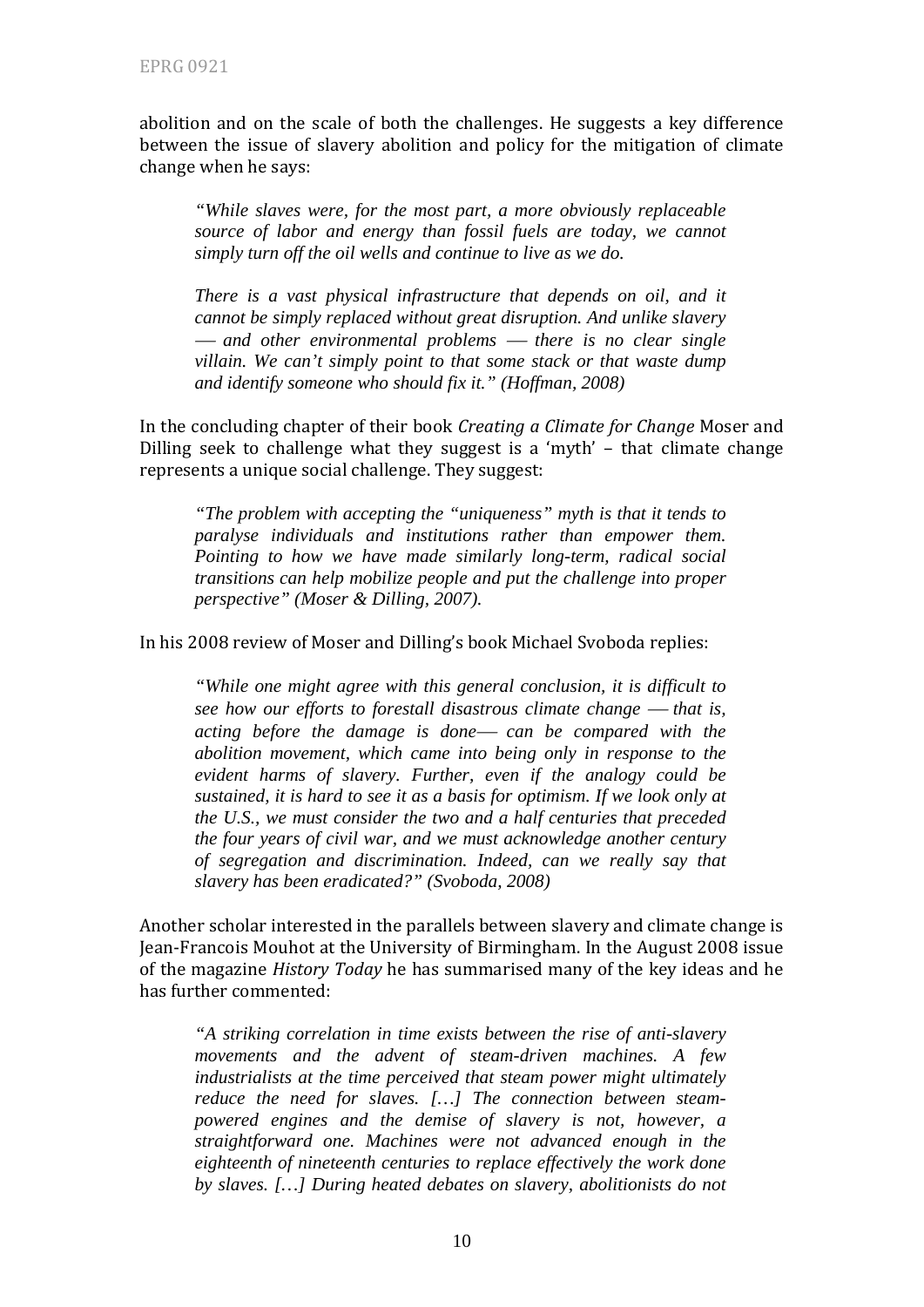abolition and on the scale of both the challenges. He suggests a key difference between the issue of slavery abolition and policy for the mitigation of climate change when he says:

> *"While slaves were, for the most part, a more obviously replaceable source of labor and energy than fossil fuels are today, we cannot simply turn off the oil wells and continue to live as we do.*
>
> *There is a vast physical infrastructure that depends on oil, and it cannot be simply replaced without great disruption. And unlike slavery — and other environmental problems — there is no clear single villain. We can't simply point to that some stack or that waste dump and identify someone who should fix it." (Hoffman, 2008)*

In the concluding chapter of their book *Creating a Climate for Change* Moser and Dilling seek to challenge what they suggest is a 'myth' – that climate change represents a unique social challenge. They suggest:

> *"The problem with accepting the "uniqueness" myth is that it tends to paralyse individuals and institutions rather than empower them. Pointing to how we have made similarly long-term, radical social transitions can help mobilize people and put the challenge into proper perspective" (Moser & Dilling, 2007).*

In his 2008 review of Moser and Dilling's book Michael Svoboda replies:

> *"While one might agree with this general conclusion, it is difficult to see how our efforts to forestall disastrous climate change — that is, acting before the damage is done— can be compared with the abolition movement, which came into being only in response to the evident harms of slavery. Further, even if the analogy could be sustained, it is hard to see it as a basis for optimism. If we look only at the U.S., we must consider the two and a half centuries that preceded the four years of civil war, and we must acknowledge another century of segregation and discrimination. Indeed, can we really say that slavery has been eradicated?" (Svoboda, 2008)*

Another scholar interested in the parallels between slavery and climate change is Jean-Francois Mouhot at the University of Birmingham. In the August 2008 issue of the magazine *History Today* he has summarised many of the key ideas and he has further commented:

> *"A striking correlation in time exists between the rise of anti-slavery movements and the advent of steam-driven machines. A few industrialists at the time perceived that steam power might ultimately reduce the need for slaves. […] The connection between steam-powered engines and the demise of slavery is not, however, a straightforward one. Machines were not advanced enough in the eighteenth of nineteenth centuries to replace effectively the work done by slaves. […] During heated debates on slavery, abolitionists do not*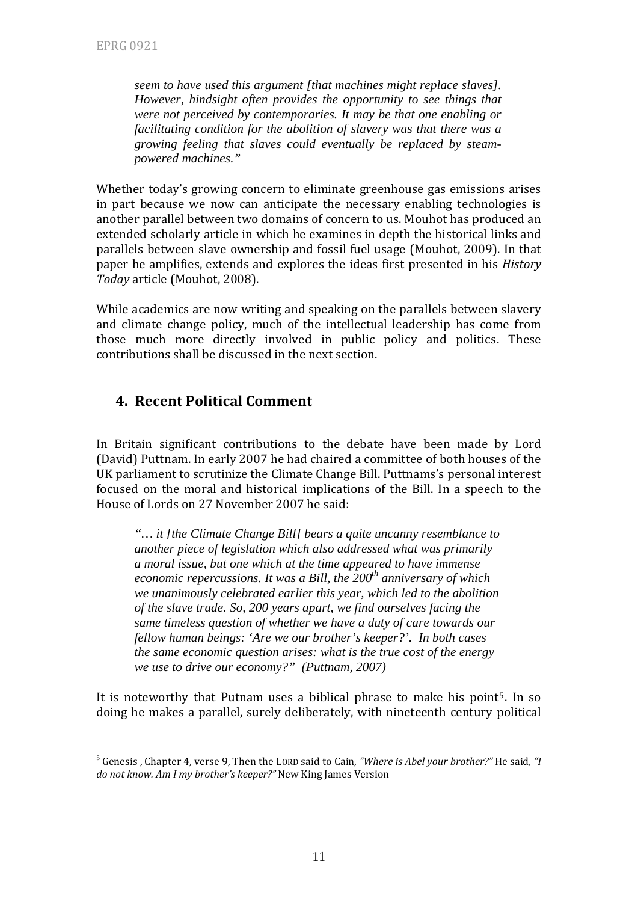*seem to have used this argument [that machines might replace slaves]. However, hindsight often provides the opportunity to see things that were not perceived by contemporaries. It may be that one enabling or facilitating condition for the abolition of slavery was that there was a growing feeling that slaves could eventually be replaced by steam-powered machines."*

Whether today's growing concern to eliminate greenhouse gas emissions arises in part because we now can anticipate the necessary enabling technologies is another parallel between two domains of concern to us. Mouhot has produced an extended scholarly article in which he examines in depth the historical links and parallels between slave ownership and fossil fuel usage (Mouhot, 2009). In that paper he amplifies, extends and explores the ideas first presented in his *History Today* article (Mouhot, 2008).

While academics are now writing and speaking on the parallels between slavery and climate change policy, much of the intellectual leadership has come from those much more directly involved in public policy and politics. These contributions shall be discussed in the next section.

## 4. Recent Political Comment

In Britain significant contributions to the debate have been made by Lord (David) Puttnam. In early 2007 he had chaired a committee of both houses of the UK parliament to scrutinize the Climate Change Bill. Puttnams's personal interest focused on the moral and historical implications of the Bill. In a speech to the House of Lords on 27 November 2007 he said:

*"… it [the Climate Change Bill] bears a quite uncanny resemblance to another piece of legislation which also addressed what was primarily a moral issue, but one which at the time appeared to have immense economic repercussions. It was a Bill, the 200th anniversary of which we unanimously celebrated earlier this year, which led to the abolition of the slave trade. So, 200 years apart, we find ourselves facing the same timeless question of whether we have a duty of care towards our fellow human beings: 'Are we our brother's keeper?'. In both cases the same economic question arises: what is the true cost of the energy we use to drive our economy?" (Puttnam, 2007)*

It is noteworthy that Putnam uses a biblical phrase to make his point[5]. In so doing he makes a parallel, surely deliberately, with nineteenth century political

[5] Genesis , Chapter 4, verse 9, Then the LORD said to Cain, *"Where is Abel your brother?"* He said, *"I do not know. Am I my brother's keeper?"* New King James Version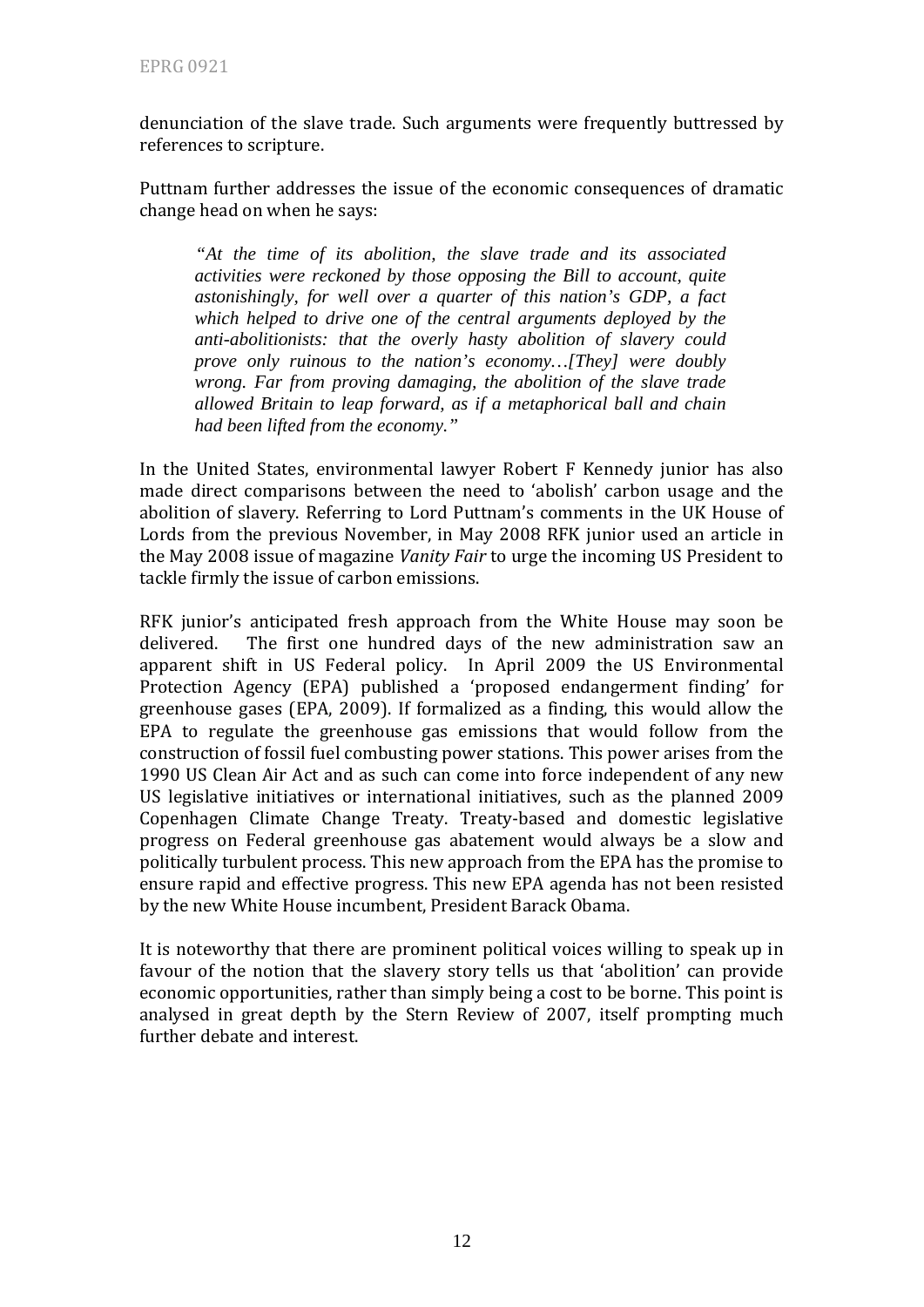denunciation of the slave trade. Such arguments were frequently buttressed by references to scripture.

Puttnam further addresses the issue of the economic consequences of dramatic change head on when he says:

> *"At the time of its abolition, the slave trade and its associated activities were reckoned by those opposing the Bill to account, quite astonishingly, for well over a quarter of this nation's GDP, a fact which helped to drive one of the central arguments deployed by the anti-abolitionists: that the overly hasty abolition of slavery could prove only ruinous to the nation's economy…[They] were doubly wrong. Far from proving damaging, the abolition of the slave trade allowed Britain to leap forward, as if a metaphorical ball and chain had been lifted from the economy."*

In the United States, environmental lawyer Robert F Kennedy junior has also made direct comparisons between the need to 'abolish' carbon usage and the abolition of slavery. Referring to Lord Puttnam's comments in the UK House of Lords from the previous November, in May 2008 RFK junior used an article in the May 2008 issue of magazine *Vanity Fair* to urge the incoming US President to tackle firmly the issue of carbon emissions.

RFK junior's anticipated fresh approach from the White House may soon be delivered. The first one hundred days of the new administration saw an apparent shift in US Federal policy. In April 2009 the US Environmental Protection Agency (EPA) published a 'proposed endangerment finding' for greenhouse gases (EPA, 2009). If formalized as a finding, this would allow the EPA to regulate the greenhouse gas emissions that would follow from the construction of fossil fuel combusting power stations. This power arises from the 1990 US Clean Air Act and as such can come into force independent of any new US legislative initiatives or international initiatives, such as the planned 2009 Copenhagen Climate Change Treaty. Treaty-based and domestic legislative progress on Federal greenhouse gas abatement would always be a slow and politically turbulent process. This new approach from the EPA has the promise to ensure rapid and effective progress. This new EPA agenda has not been resisted by the new White House incumbent, President Barack Obama.

It is noteworthy that there are prominent political voices willing to speak up in favour of the notion that the slavery story tells us that 'abolition' can provide economic opportunities, rather than simply being a cost to be borne. This point is analysed in great depth by the Stern Review of 2007, itself prompting much further debate and interest.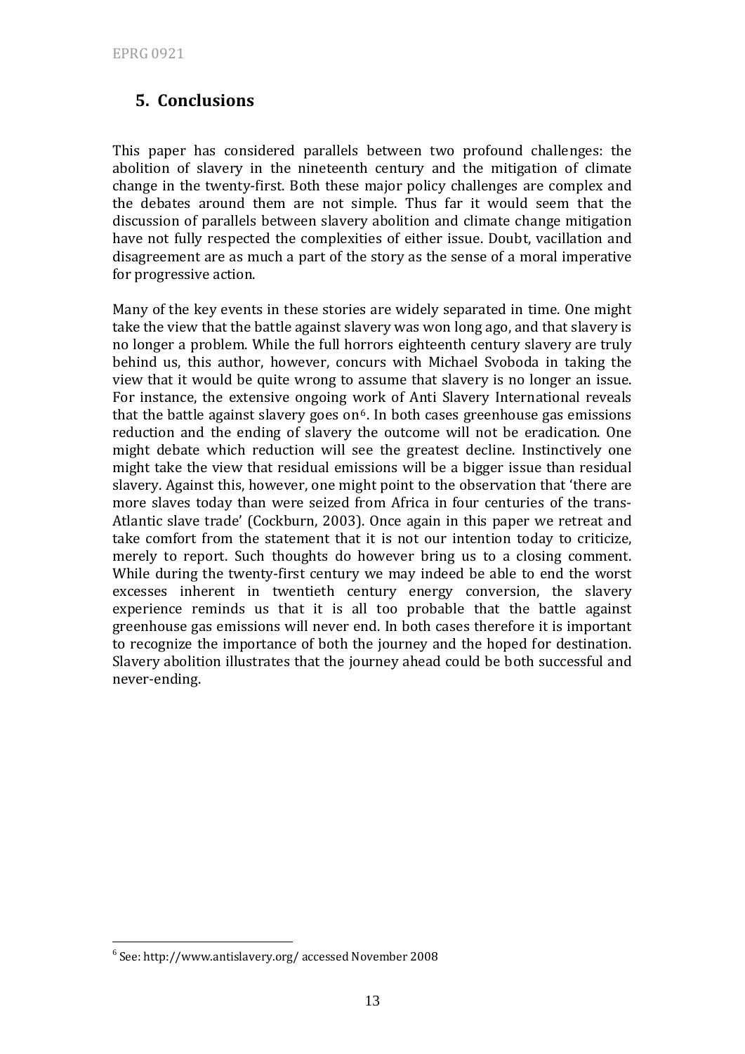## 5. Conclusions

This paper has considered parallels between two profound challenges: the abolition of slavery in the nineteenth century and the mitigation of climate change in the twenty-first. Both these major policy challenges are complex and the debates around them are not simple. Thus far it would seem that the discussion of parallels between slavery abolition and climate change mitigation have not fully respected the complexities of either issue. Doubt, vacillation and disagreement are as much a part of the story as the sense of a moral imperative for progressive action.

Many of the key events in these stories are widely separated in time. One might take the view that the battle against slavery was won long ago, and that slavery is no longer a problem. While the full horrors eighteenth century slavery are truly behind us, this author, however, concurs with Michael Svoboda in taking the view that it would be quite wrong to assume that slavery is no longer an issue. For instance, the extensive ongoing work of Anti Slavery International reveals that the battle against slavery goes on[6]. In both cases greenhouse gas emissions reduction and the ending of slavery the outcome will not be eradication. One might debate which reduction will see the greatest decline. Instinctively one might take the view that residual emissions will be a bigger issue than residual slavery. Against this, however, one might point to the observation that 'there are more slaves today than were seized from Africa in four centuries of the trans-Atlantic slave trade' (Cockburn, 2003). Once again in this paper we retreat and take comfort from the statement that it is not our intention today to criticize, merely to report. Such thoughts do however bring us to a closing comment. While during the twenty-first century we may indeed be able to end the worst excesses inherent in twentieth century energy conversion, the slavery experience reminds us that it is all too probable that the battle against greenhouse gas emissions will never end. In both cases therefore it is important to recognize the importance of both the journey and the hoped for destination. Slavery abolition illustrates that the journey ahead could be both successful and never-ending.

[6] See: http://www.antislavery.org/ accessed November 2008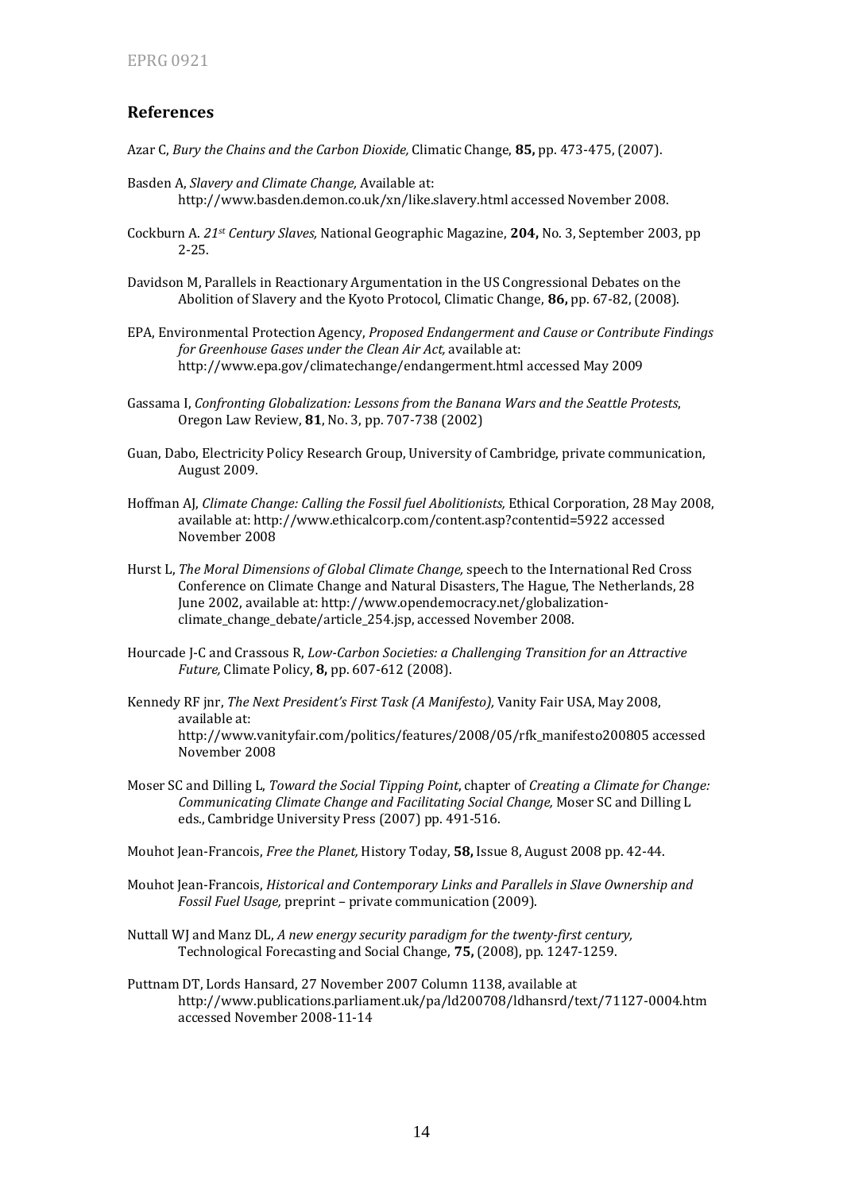## References

Azar C, *Bury the Chains and the Carbon Dioxide,* Climatic Change, **85,** pp. 473-475, (2007).

Basden A, *Slavery and Climate Change,* Available at: http://www.basden.demon.co.uk/xn/like.slavery.html accessed November 2008.

Cockburn A. *21st Century Slaves,* National Geographic Magazine, **204,** No. 3, September 2003, pp 2-25.

Davidson M, Parallels in Reactionary Argumentation in the US Congressional Debates on the Abolition of Slavery and the Kyoto Protocol, Climatic Change, **86,** pp. 67-82, (2008).

EPA, Environmental Protection Agency, *Proposed Endangerment and Cause or Contribute Findings for Greenhouse Gases under the Clean Air Act,* available at: http://www.epa.gov/climatechange/endangerment.html accessed May 2009

Gassama I, *Confronting Globalization: Lessons from the Banana Wars and the Seattle Protests*, Oregon Law Review, **81**, No. 3, pp. 707-738 (2002)

Guan, Dabo, Electricity Policy Research Group, University of Cambridge, private communication, August 2009.

Hoffman AJ, *Climate Change: Calling the Fossil fuel Abolitionists,* Ethical Corporation, 28 May 2008, available at: http://www.ethicalcorp.com/content.asp?contentid=5922 accessed November 2008

Hurst L, *The Moral Dimensions of Global Climate Change,* speech to the International Red Cross Conference on Climate Change and Natural Disasters, The Hague, The Netherlands, 28 June 2002, available at: http://www.opendemocracy.net/globalization-climate_change_debate/article_254.jsp, accessed November 2008.

Hourcade J-C and Crassous R, *Low-Carbon Societies: a Challenging Transition for an Attractive Future,* Climate Policy, **8,** pp. 607-612 (2008).

Kennedy RF jnr, *The Next President's First Task (A Manifesto),* Vanity Fair USA, May 2008, available at: http://www.vanityfair.com/politics/features/2008/05/rfk_manifesto200805 accessed November 2008

Moser SC and Dilling L, *Toward the Social Tipping Point*, chapter of *Creating a Climate for Change: Communicating Climate Change and Facilitating Social Change,* Moser SC and Dilling L eds., Cambridge University Press (2007) pp. 491-516.

Mouhot Jean-Francois, *Free the Planet,* History Today, **58,** Issue 8, August 2008 pp. 42-44.

Mouhot Jean-Francois, *Historical and Contemporary Links and Parallels in Slave Ownership and Fossil Fuel Usage,* preprint – private communication (2009).

Nuttall WJ and Manz DL, *A new energy security paradigm for the twenty-first century,* Technological Forecasting and Social Change, **75,** (2008), pp. 1247-1259.

Puttnam DT, Lords Hansard, 27 November 2007 Column 1138, available at http://www.publications.parliament.uk/pa/ld200708/ldhansrd/text/71127-0004.htm accessed November 2008-11-14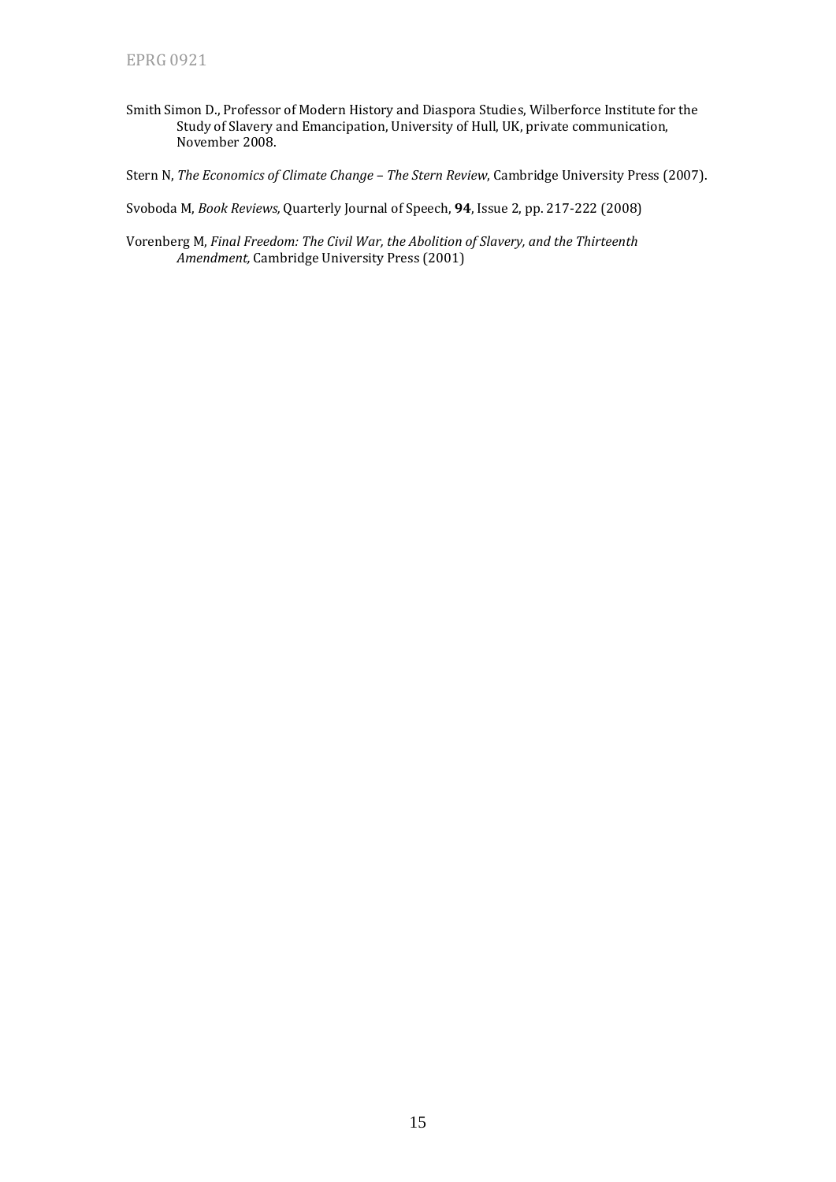Smith Simon D., Professor of Modern History and Diaspora Studies, Wilberforce Institute for the Study of Slavery and Emancipation, University of Hull, UK, private communication, November 2008.

Stern N, *The Economics of Climate Change – The Stern Review*, Cambridge University Press (2007).

Svoboda M, *Book Reviews,* Quarterly Journal of Speech, **94**, Issue 2, pp. 217-222 (2008)

Vorenberg M, *Final Freedom: The Civil War, the Abolition of Slavery, and the Thirteenth Amendment,* Cambridge University Press (2001)